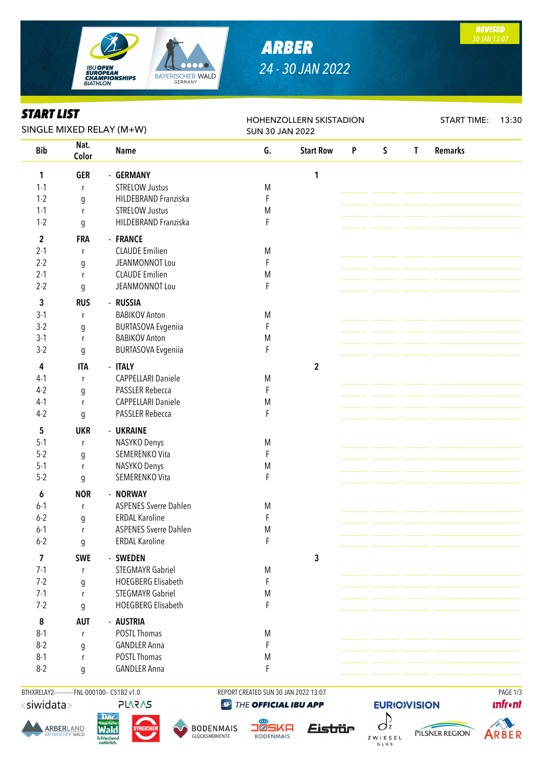# ARBER

24 - 30 JAN 2022

REVISED
30 JAN 13:07

## START LIST

SINGLE MIXED RELAY (M+W)

HOHENZOLLERN SKISTADION
SUN 30 JAN 2022

START TIME: 13:30

| Bib | Nat. Color | Name | G. | Start Row | P | S | T | Remarks |
|---|---|---|---|---|---|---|---|---|
| **1** | **GER** | - **GERMANY** | | **1** | | | | |
| 1-1 | r | STRELOW Justus | M | | | | | |
| 1-2 | g | HILDEBRAND Franziska | F | | | | | |
| 1-1 | r | STRELOW Justus | M | | | | | |
| 1-2 | g | HILDEBRAND Franziska | F | | | | | |
| **2** | **FRA** | - **FRANCE** | | | | | | |
| 2-1 | r | CLAUDE Emilien | M | | | | | |
| 2-2 | g | JEANMONNOT Lou | F | | | | | |
| 2-1 | r | CLAUDE Emilien | M | | | | | |
| 2-2 | g | JEANMONNOT Lou | F | | | | | |
| **3** | **RUS** | - **RUSSIA** | | | | | | |
| 3-1 | r | BABIKOV Anton | M | | | | | |
| 3-2 | g | BURTASOVA Evgeniia | F | | | | | |
| 3-1 | r | BABIKOV Anton | M | | | | | |
| 3-2 | g | BURTASOVA Evgeniia | F | | | | | |
| **4** | **ITA** | - **ITALY** | | **2** | | | | |
| 4-1 | r | CAPPELLARI Daniele | M | | | | | |
| 4-2 | g | PASSLER Rebecca | F | | | | | |
| 4-1 | r | CAPPELLARI Daniele | M | | | | | |
| 4-2 | g | PASSLER Rebecca | F | | | | | |
| **5** | **UKR** | - **UKRAINE** | | | | | | |
| 5-1 | r | NASYKO Denys | M | | | | | |
| 5-2 | g | SEMERENKO Vita | F | | | | | |
| 5-1 | r | NASYKO Denys | M | | | | | |
| 5-2 | g | SEMERENKO Vita | F | | | | | |
| **6** | **NOR** | - **NORWAY** | | | | | | |
| 6-1 | r | ASPENES Sverre Dahlen | M | | | | | |
| 6-2 | g | ERDAL Karoline | F | | | | | |
| 6-1 | r | ASPENES Sverre Dahlen | M | | | | | |
| 6-2 | g | ERDAL Karoline | F | | | | | |
| **7** | **SWE** | - **SWEDEN** | | **3** | | | | |
| 7-1 | r | STEGMAYR Gabriel | M | | | | | |
| 7-2 | g | HOEGBERG Elisabeth | F | | | | | |
| 7-1 | r | STEGMAYR Gabriel | M | | | | | |
| 7-2 | g | HOEGBERG Elisabeth | F | | | | | |
| **8** | **AUT** | - **AUSTRIA** | | | | | | |
| 8-1 | r | POSTL Thomas | M | | | | | |
| 8-2 | g | GANDLER Anna | F | | | | | |
| 8-1 | r | POSTL Thomas | M | | | | | |
| 8-2 | g | GANDLER Anna | F | | | | | |

BTHXRELAY2-----------FNL-000100-- C51B2 v1.0 REPORT CREATED SUN 30 JAN 2022 13:07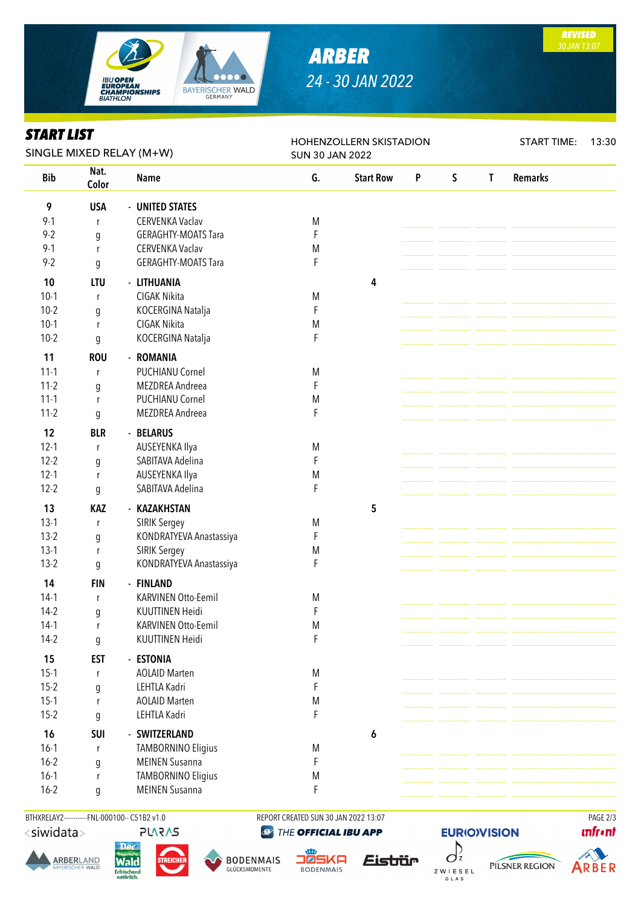**REVISED** 30 JAN 13:07

# ARBER

24 - 30 JAN 2022

## START LIST

SINGLE MIXED RELAY (M+W)

HOHENZOLLERN SKISTADION
SUN 30 JAN 2022

START TIME: 13:30

| Bib | Nat. Color | Name | G. | Start Row | P | S | T | Remarks |
|---|---|---|---|---|---|---|---|---|
| **9** | **USA** | - **UNITED STATES** | | | | | | |
| 9-1 | r | CERVENKA Vaclav | M | | | | | |
| 9-2 | g | GERAGHTY-MOATS Tara | F | | | | | |
| 9-1 | r | CERVENKA Vaclav | M | | | | | |
| 9-2 | g | GERAGHTY-MOATS Tara | F | | | | | |
| **10** | **LTU** | - **LITHUANIA** | | **4** | | | | |
| 10-1 | r | CIGAK Nikita | M | | | | | |
| 10-2 | g | KOCERGINA Natalja | F | | | | | |
| 10-1 | r | CIGAK Nikita | M | | | | | |
| 10-2 | g | KOCERGINA Natalja | F | | | | | |
| **11** | **ROU** | - **ROMANIA** | | | | | | |
| 11-1 | r | PUCHIANU Cornel | M | | | | | |
| 11-2 | g | MEZDREA Andreea | F | | | | | |
| 11-1 | r | PUCHIANU Cornel | M | | | | | |
| 11-2 | g | MEZDREA Andreea | F | | | | | |
| **12** | **BLR** | - **BELARUS** | | | | | | |
| 12-1 | r | AUSEYENKA Ilya | M | | | | | |
| 12-2 | g | SABITAVA Adelina | F | | | | | |
| 12-1 | r | AUSEYENKA Ilya | M | | | | | |
| 12-2 | g | SABITAVA Adelina | F | | | | | |
| **13** | **KAZ** | - **KAZAKHSTAN** | | **5** | | | | |
| 13-1 | r | SIRIK Sergey | M | | | | | |
| 13-2 | g | KONDRATYEVA Anastassiya | F | | | | | |
| 13-1 | r | SIRIK Sergey | M | | | | | |
| 13-2 | g | KONDRATYEVA Anastassiya | F | | | | | |
| **14** | **FIN** | - **FINLAND** | | | | | | |
| 14-1 | r | KARVINEN Otto-Eemil | M | | | | | |
| 14-2 | g | KUUTTINEN Heidi | F | | | | | |
| 14-1 | r | KARVINEN Otto-Eemil | M | | | | | |
| 14-2 | g | KUUTTINEN Heidi | F | | | | | |
| **15** | **EST** | - **ESTONIA** | | | | | | |
| 15-1 | r | AOLAID Marten | M | | | | | |
| 15-2 | g | LEHTLA Kadri | F | | | | | |
| 15-1 | r | AOLAID Marten | M | | | | | |
| 15-2 | g | LEHTLA Kadri | F | | | | | |
| **16** | **SUI** | - **SWITZERLAND** | | **6** | | | | |
| 16-1 | r | TAMBORNINO Eligius | M | | | | | |
| 16-2 | g | MEINEN Susanna | F | | | | | |
| 16-1 | r | TAMBORNINO Eligius | M | | | | | |
| 16-2 | g | MEINEN Susanna | F | | | | | |

BTHXRELAY2-----------FNL-000100-- C51B2 v1.0 REPORT CREATED SUN 30 JAN 2022 13:07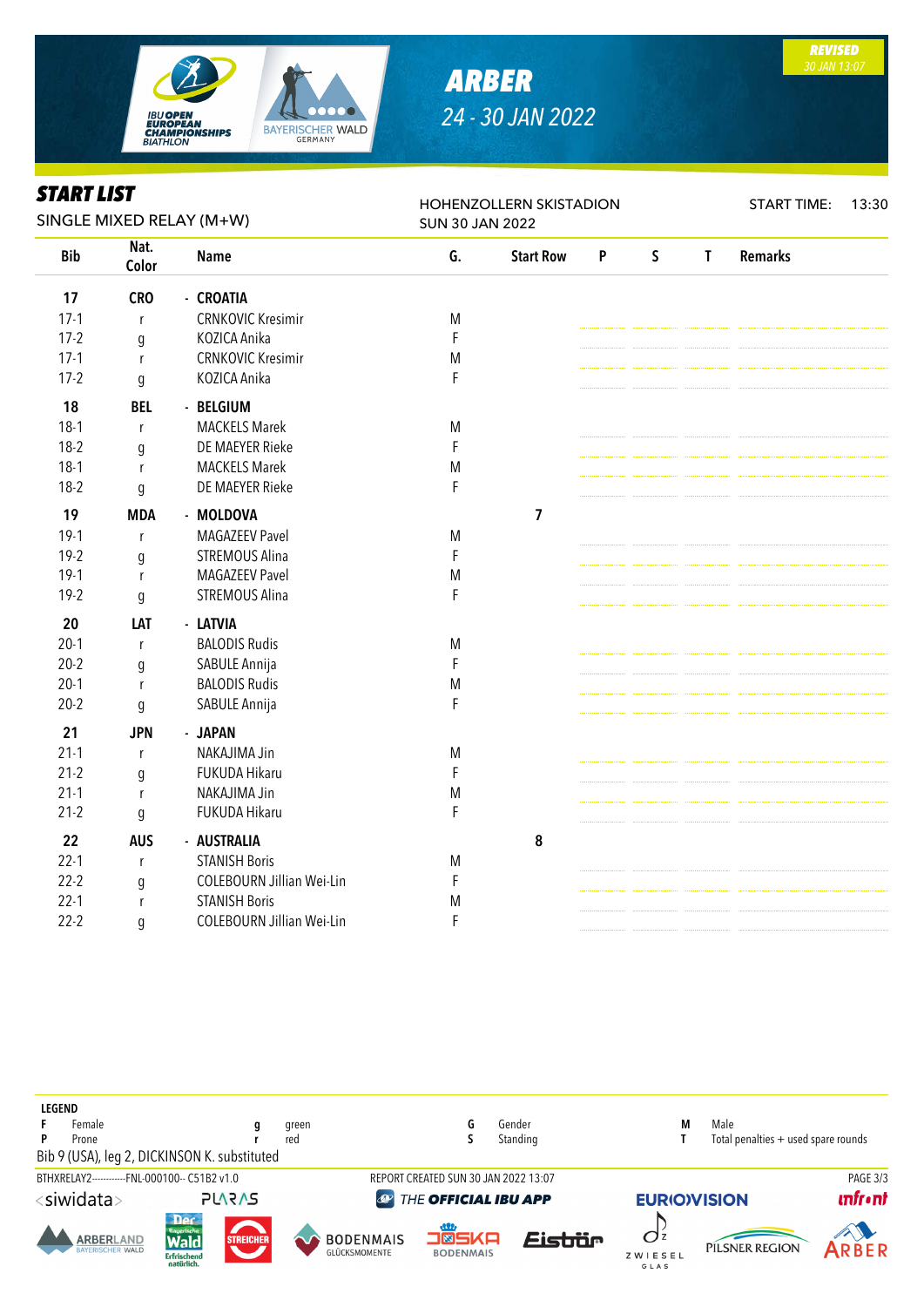# ARBER

*24 - 30 JAN 2022*

**REVISED**
*30 JAN 13:07*

## START LIST

SINGLE MIXED RELAY (M+W)

HOHENZOLLERN SKISTADION
SUN 30 JAN 2022

START TIME: 13:30

| Bib | Nat. Color | Name | G. | Start Row | P | S | T | Remarks |
|---|---|---|---|---|---|---|---|---|
| **17** | **CRO** | **- CROATIA** | | | | | | |
| 17-1 | r | CRNKOVIC Kresimir | M | | | | | |
| 17-2 | g | KOZICA Anika | F | | | | | |
| 17-1 | r | CRNKOVIC Kresimir | M | | | | | |
| 17-2 | g | KOZICA Anika | F | | | | | |
| **18** | **BEL** | **- BELGIUM** | | | | | | |
| 18-1 | r | MACKELS Marek | M | | | | | |
| 18-2 | g | DE MAEYER Rieke | F | | | | | |
| 18-1 | r | MACKELS Marek | M | | | | | |
| 18-2 | g | DE MAEYER Rieke | F | | | | | |
| **19** | **MDA** | **- MOLDOVA** | | **7** | | | | |
| 19-1 | r | MAGAZEEV Pavel | M | | | | | |
| 19-2 | g | STREMOUS Alina | F | | | | | |
| 19-1 | r | MAGAZEEV Pavel | M | | | | | |
| 19-2 | g | STREMOUS Alina | F | | | | | |
| **20** | **LAT** | **- LATVIA** | | | | | | |
| 20-1 | r | BALODIS Rudis | M | | | | | |
| 20-2 | g | SABULE Annija | F | | | | | |
| 20-1 | r | BALODIS Rudis | M | | | | | |
| 20-2 | g | SABULE Annija | F | | | | | |
| **21** | **JPN** | **- JAPAN** | | | | | | |
| 21-1 | r | NAKAJIMA Jin | M | | | | | |
| 21-2 | g | FUKUDA Hikaru | F | | | | | |
| 21-1 | r | NAKAJIMA Jin | M | | | | | |
| 21-2 | g | FUKUDA Hikaru | F | | | | | |
| **22** | **AUS** | **- AUSTRALIA** | | **8** | | | | |
| 22-1 | r | STANISH Boris | M | | | | | |
| 22-2 | g | COLEBOURN Jillian Wei-Lin | F | | | | | |
| 22-1 | r | STANISH Boris | M | | | | | |
| 22-2 | g | COLEBOURN Jillian Wei-Lin | F | | | | | |

**LEGEND**

| | | | | | | | |
|---|---|---|---|---|---|---|---|
| **F** | Female | **g** | green | **G** | Gender | **M** | Male |
| **P** | Prone | **r** | red | **S** | Standing | **T** | Total penalties + used spare rounds |

Bib 9 (USA), leg 2, DICKINSON K. substituted

BTHXRELAY2-----------FNL-000100-- C51B2 v1.0    REPORT CREATED SUN 30 JAN 2022 13:07